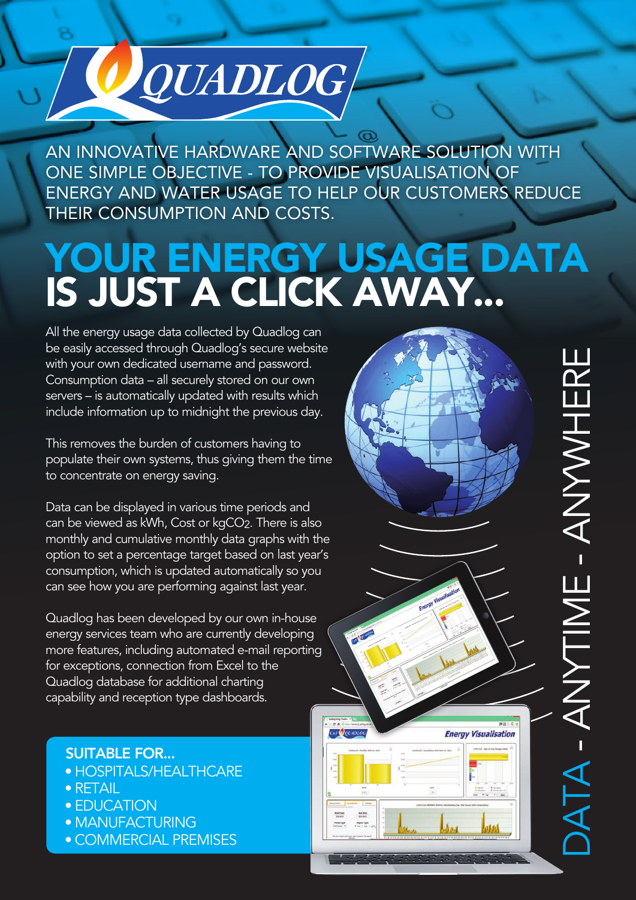# QUADLOG

AN INNOVATIVE HARDWARE AND SOFTWARE SOLUTION WITH ONE SIMPLE OBJECTIVE - TO PROVIDE VISUALISATION OF ENERGY AND WATER USAGE TO HELP OUR CUSTOMERS REDUCE THEIR CONSUMPTION AND COSTS.

## YOUR ENERGY USAGE DATA IS JUST A CLICK AWAY...

All the energy usage data collected by Quadlog can be easily accessed through Quadlog's secure website with your own dedicated username and password. Consumption data – all securely stored on our own servers – is automatically updated with results which include information up to midnight the previous day.

This removes the burden of customers having to populate their own systems, thus giving them the time to concentrate on energy saving.

Data can be displayed in various time periods and can be viewed as kWh, Cost or $kgCO_2$. There is also monthly and cumulative monthly data graphs with the option to set a percentage target based on last year's consumption, which is updated automatically so you can see how you are performing against last year.

Quadlog has been developed by our own in-house energy services team who are currently developing more features, including automated e-mail reporting for exceptions, connection from Excel to the Quadlog database for additional charting capability and reception type dashboards.

**SUITABLE FOR...**

- HOSPITALS/HEALTHCARE
- RETAIL
- EDUCATION
- MANUFACTURING
- COMMERCIAL PREMISES

DATA - ANYTIME - ANYWHERE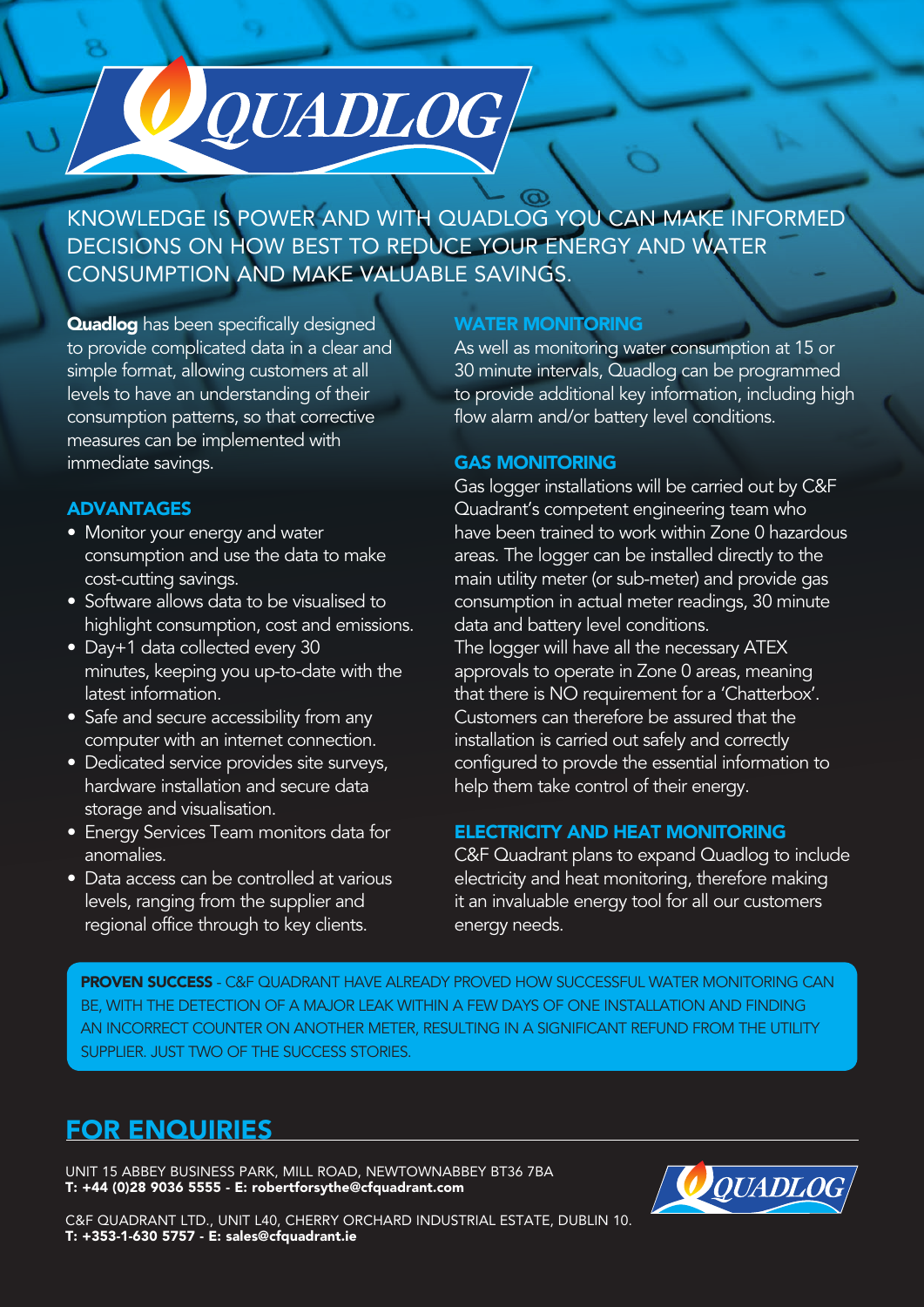# QUADLOG

KNOWLEDGE IS POWER AND WITH QUADLOG YOU CAN MAKE INFORMED DECISIONS ON HOW BEST TO REDUCE YOUR ENERGY AND WATER CONSUMPTION AND MAKE VALUABLE SAVINGS.

**Quadlog** has been specifically designed to provide complicated data in a clear and simple format, allowing customers at all levels to have an understanding of their consumption patterns, so that corrective measures can be implemented with immediate savings.

## ADVANTAGES

- Monitor your energy and water consumption and use the data to make cost-cutting savings.
- Software allows data to be visualised to highlight consumption, cost and emissions.
- Day+1 data collected every 30 minutes, keeping you up-to-date with the latest information.
- Safe and secure accessibility from any computer with an internet connection.
- Dedicated service provides site surveys, hardware installation and secure data storage and visualisation.
- Energy Services Team monitors data for anomalies.
- Data access can be controlled at various levels, ranging from the supplier and regional office through to key clients.

## WATER MONITORING

As well as monitoring water consumption at 15 or 30 minute intervals, Quadlog can be programmed to provide additional key information, including high flow alarm and/or battery level conditions.

## GAS MONITORING

Gas logger installations will be carried out by C&F Quadrant's competent engineering team who have been trained to work within Zone 0 hazardous areas. The logger can be installed directly to the main utility meter (or sub-meter) and provide gas consumption in actual meter readings, 30 minute data and battery level conditions.
The logger will have all the necessary ATEX approvals to operate in Zone 0 areas, meaning that there is NO requirement for a 'Chatterbox'. Customers can therefore be assured that the installation is carried out safely and correctly configured to provde the essential information to help them take control of their energy.

## ELECTRICITY AND HEAT MONITORING

C&F Quadrant plans to expand Quadlog to include electricity and heat monitoring, therefore making it an invaluable energy tool for all our customers energy needs.

**PROVEN SUCCESS** - C&F QUADRANT HAVE ALREADY PROVED HOW SUCCESSFUL WATER MONITORING CAN BE, WITH THE DETECTION OF A MAJOR LEAK WITHIN A FEW DAYS OF ONE INSTALLATION AND FINDING AN INCORRECT COUNTER ON ANOTHER METER, RESULTING IN A SIGNIFICANT REFUND FROM THE UTILITY SUPPLIER. JUST TWO OF THE SUCCESS STORIES.

## FOR ENQUIRIES

UNIT 15 ABBEY BUSINESS PARK, MILL ROAD, NEWTOWNABBEY BT36 7BA
**T: +44 (0)28 9036 5555 - E: robertforsythe@cfquadrant.com**

C&F QUADRANT LTD., UNIT L40, CHERRY ORCHARD INDUSTRIAL ESTATE, DUBLIN 10.
**T: +353-1-630 5757 - E: sales@cfquadrant.ie**

QUADLOG